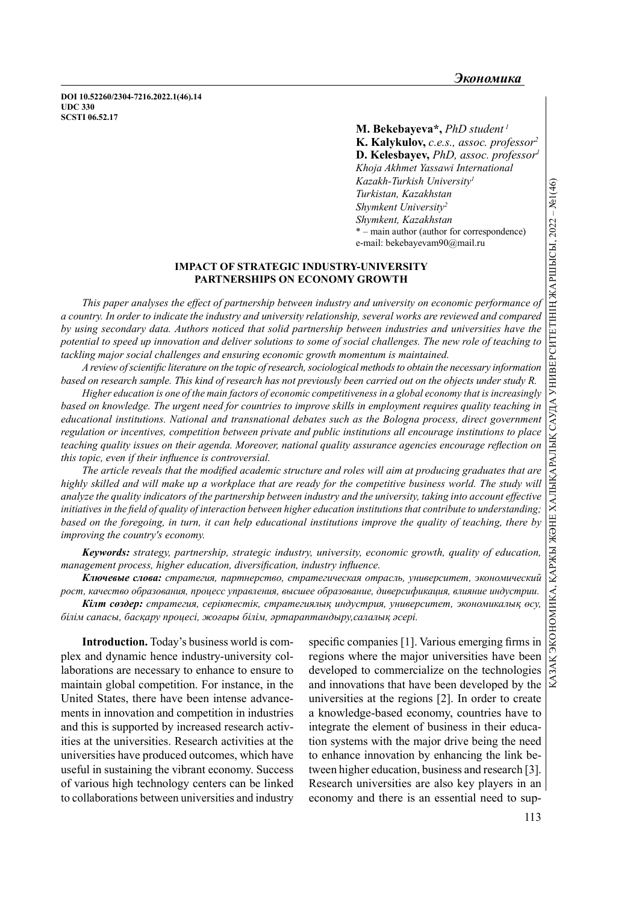DOI 10.52260/2304-7216.2022.1(46).14
UDC 330
SCSTI 06.52.17

**M. Bekebayeva\*,** *PhD student [1]*
**K. Kalykulov,** *c.e.s., assoc. professor[2]*
**D. Kelesbayev,** *PhD, assoc. professor[1]*
*Khoja Akhmet Yassawi International Kazakh-Turkish University[1]*
*Turkistan, Kazakhstan*
*Shymkent University[2]*
*Shymkent, Kazakhstan*
\* – main author (author for correspondence)
e-mail: bekebayevam90@mail.ru

## IMPACT OF STRATEGIC INDUSTRY-UNIVERSITY PARTNERSHIPS ON ECONOMY GROWTH

*This paper analyses the effect of partnership between industry and university on economic performance of a country. In order to indicate the industry and university relationship, several works are reviewed and compared by using secondary data. Authors noticed that solid partnership between industries and universities have the potential to speed up innovation and deliver solutions to some of social challenges. The new role of teaching to tackling major social challenges and ensuring economic growth momentum is maintained.*

*A review of scientific literature on the topic of research, sociological methods to obtain the necessary information based on research sample. This kind of research has not previously been carried out on the objects under study R.*

*Higher education is one of the main factors of economic competitiveness in a global economy that is increasingly based on knowledge. The urgent need for countries to improve skills in employment requires quality teaching in educational institutions. National and transnational debates such as the Bologna process, direct government regulation or incentives, competition between private and public institutions all encourage institutions to place teaching quality issues on their agenda. Moreover, national quality assurance agencies encourage reflection on this topic, even if their influence is controversial.*

*The article reveals that the modified academic structure and roles will aim at producing graduates that are highly skilled and will make up a workplace that are ready for the competitive business world. The study will analyze the quality indicators of the partnership between industry and the university, taking into account effective initiatives in the field of quality of interaction between higher education institutions that contribute to understanding; based on the foregoing, in turn, it can help educational institutions improve the quality of teaching, there by improving the country's economy.*

***Keywords:*** *strategy, partnership, strategic industry, university, economic growth, quality of education, management process, higher education, diversification, industry influence.*

***Ключевые слова:*** *стратегия, партнерство, стратегическая отрасль, университет, экономический рост, качество образования, процесс управления, высшее образование, диверсификация, влияние индустрии.*

***Кілт сөздер:*** *стратегия, серіктестік, стратегиялық индустрия, университет, экономикалық өсу, білім сапасы, басқару процесі, жоғары білім, әртараптандыру,салалық әсері.*

**Introduction.** Today's business world is complex and dynamic hence industry-university collaborations are necessary to enhance to ensure to maintain global competition. For instance, in the United States, there have been intense advancements in innovation and competition in industries and this is supported by increased research activities at the universities. Research activities at the universities have produced outcomes, which have useful in sustaining the vibrant economy. Success of various high technology centers can be linked to collaborations between universities and industry specific companies [1]. Various emerging firms in regions where the major universities have been developed to commercialize on the technologies and innovations that have been developed by the universities at the regions [2]. In order to create a knowledge-based economy, countries have to integrate the element of business in their education systems with the major drive being the need to enhance innovation by enhancing the link between higher education, business and research [3]. Research universities are also key players in an economy and there is an essential need to sup-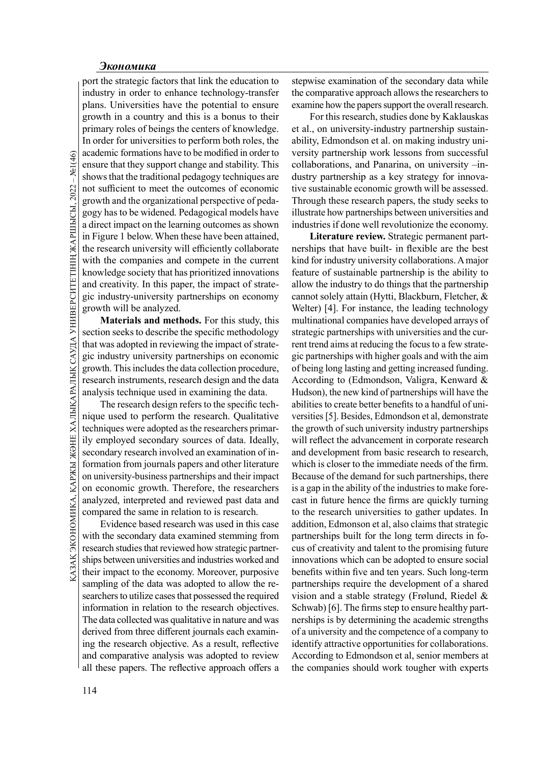port the strategic factors that link the education to industry in order to enhance technology-transfer plans. Universities have the potential to ensure growth in a country and this is a bonus to their primary roles of beings the centers of knowledge. In order for universities to perform both roles, the academic formations have to be modified in order to ensure that they support change and stability. This shows that the traditional pedagogy techniques are not sufficient to meet the outcomes of economic growth and the organizational perspective of pedagogy has to be widened. Pedagogical models have a direct impact on the learning outcomes as shown in Figure 1 below. When these have been attained, the research university will efficiently collaborate with the companies and compete in the current knowledge society that has prioritized innovations and creativity. In this paper, the impact of strategic industry-university partnerships on economy growth will be analyzed.

**Materials and methods.** For this study, this section seeks to describe the specific methodology that was adopted in reviewing the impact of strategic industry university partnerships on economic growth. This includes the data collection procedure, research instruments, research design and the data analysis technique used in examining the data.

The research design refers to the specific technique used to perform the research. Qualitative techniques were adopted as the researchers primarily employed secondary sources of data. Ideally, secondary research involved an examination of information from journals papers and other literature on university-business partnerships and their impact on economic growth. Therefore, the researchers analyzed, interpreted and reviewed past data and compared the same in relation to is research.

Evidence based research was used in this case with the secondary data examined stemming from research studies that reviewed how strategic partnerships between universities and industries worked and their impact to the economy. Moreover, purposive sampling of the data was adopted to allow the researchers to utilize cases that possessed the required information in relation to the research objectives. The data collected was qualitative in nature and was derived from three different journals each examining the research objective. As a result, reflective and comparative analysis was adopted to review all these papers. The reflective approach offers a stepwise examination of the secondary data while the comparative approach allows the researchers to examine how the papers support the overall research.

For this research, studies done by Kaklauskas et al., on university-industry partnership sustainability, Edmondson et al. on making industry university partnership work lessons from successful collaborations, and Panarina, on university –industry partnership as a key strategy for innovative sustainable economic growth will be assessed. Through these research papers, the study seeks to illustrate how partnerships between universities and industries if done well revolutionize the economy.

**Literature review.** Strategic permanent partnerships that have built- in flexible are the best kind for industry university collaborations. A major feature of sustainable partnership is the ability to allow the industry to do things that the partnership cannot solely attain (Hytti, Blackburn, Fletcher, & Welter) [4]. For instance, the leading technology multinational companies have developed arrays of strategic partnerships with universities and the current trend aims at reducing the focus to a few strategic partnerships with higher goals and with the aim of being long lasting and getting increased funding. According to (Edmondson, Valigra, Kenward & Hudson), the new kind of partnerships will have the abilities to create better benefits to a handful of universities [5]. Besides, Edmondson et al, demonstrate the growth of such university industry partnerships will reflect the advancement in corporate research and development from basic research to research, which is closer to the immediate needs of the firm. Because of the demand for such partnerships, there is a gap in the ability of the industries to make forecast in future hence the firms are quickly turning to the research universities to gather updates. In addition, Edmonson et al, also claims that strategic partnerships built for the long term directs in focus of creativity and talent to the promising future innovations which can be adopted to ensure social benefits within five and ten years. Such long-term partnerships require the development of a shared vision and a stable strategy (Frølund, Riedel & Schwab) [6]. The firms step to ensure healthy partnerships is by determining the academic strengths of a university and the competence of a company to identify attractive opportunities for collaborations. According to Edmondson et al, senior members at the companies should work tougher with experts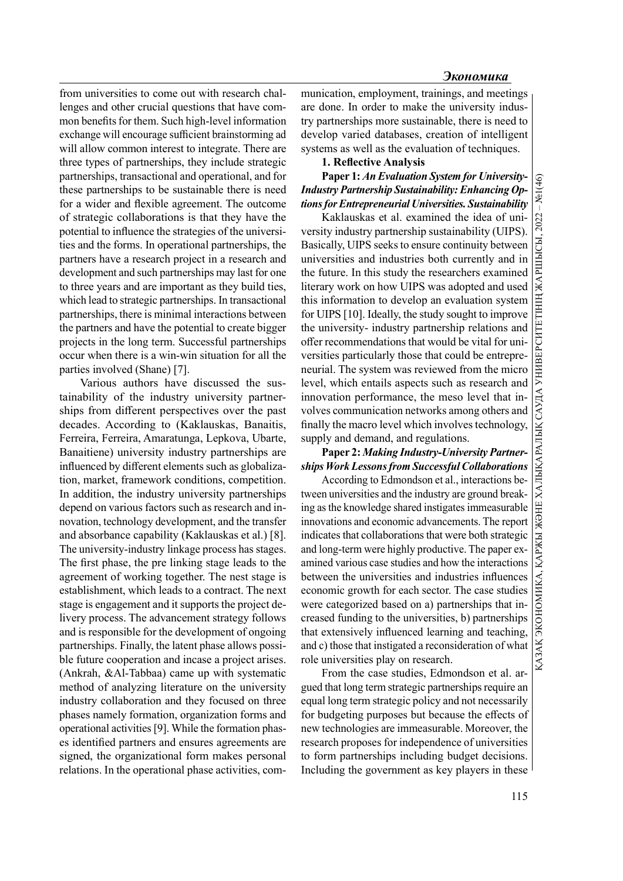from universities to come out with research challenges and other crucial questions that have common benefits for them. Such high-level information exchange will encourage sufficient brainstorming ad will allow common interest to integrate. There are three types of partnerships, they include strategic partnerships, transactional and operational, and for these partnerships to be sustainable there is need for a wider and flexible agreement. The outcome of strategic collaborations is that they have the potential to influence the strategies of the universities and the forms. In operational partnerships, the partners have a research project in a research and development and such partnerships may last for one to three years and are important as they build ties, which lead to strategic partnerships. In transactional partnerships, there is minimal interactions between the partners and have the potential to create bigger projects in the long term. Successful partnerships occur when there is a win-win situation for all the parties involved (Shane) [7].

Various authors have discussed the sustainability of the industry university partnerships from different perspectives over the past decades. According to (Kaklauskas, Banaitis, Ferreira, Ferreira, Amaratunga, Lepkova, Ubarte, Banaitiene) university industry partnerships are influenced by different elements such as globalization, market, framework conditions, competition. In addition, the industry university partnerships depend on various factors such as research and innovation, technology development, and the transfer and absorbance capability (Kaklauskas et al.) [8]. The university-industry linkage process has stages. The first phase, the pre linking stage leads to the agreement of working together. The nest stage is establishment, which leads to a contract. The next stage is engagement and it supports the project delivery process. The advancement strategy follows and is responsible for the development of ongoing partnerships. Finally, the latent phase allows possible future cooperation and incase a project arises. (Ankrah, &Al-Tabbaa) came up with systematic method of analyzing literature on the university industry collaboration and they focused on three phases namely formation, organization forms and operational activities [9]. While the formation phases identified partners and ensures agreements are signed, the organizational form makes personal relations. In the operational phase activities, communication, employment, trainings, and meetings are done. In order to make the university industry partnerships more sustainable, there is need to develop varied databases, creation of intelligent systems as well as the evaluation of techniques.

**1. Reflective Analysis**

**Paper 1:** ***An Evaluation System for University-Industry Partnership Sustainability: Enhancing Options for Entrepreneurial Universities. Sustainability***

Kaklauskas et al. examined the idea of university industry partnership sustainability (UIPS). Basically, UIPS seeks to ensure continuity between universities and industries both currently and in the future. In this study the researchers examined literary work on how UIPS was adopted and used this information to develop an evaluation system for UIPS [10]. Ideally, the study sought to improve the university- industry partnership relations and offer recommendations that would be vital for universities particularly those that could be entrepreneurial. The system was reviewed from the micro level, which entails aspects such as research and innovation performance, the meso level that involves communication networks among others and finally the macro level which involves technology, supply and demand, and regulations.

**Paper 2:** ***Making Industry-University Partnerships Work Lessons from Successful Collaborations***

According to Edmondson et al., interactions between universities and the industry are ground breaking as the knowledge shared instigates immeasurable innovations and economic advancements. The report indicates that collaborations that were both strategic and long-term were highly productive. The paper examined various case studies and how the interactions between the universities and industries influences economic growth for each sector. The case studies were categorized based on a) partnerships that increased funding to the universities, b) partnerships that extensively influenced learning and teaching, and c) those that instigated a reconsideration of what role universities play on research.

From the case studies, Edmondson et al. argued that long term strategic partnerships require an equal long term strategic policy and not necessarily for budgeting purposes but because the effects of new technologies are immeasurable. Moreover, the research proposes for independence of universities to form partnerships including budget decisions. Including the government as key players in these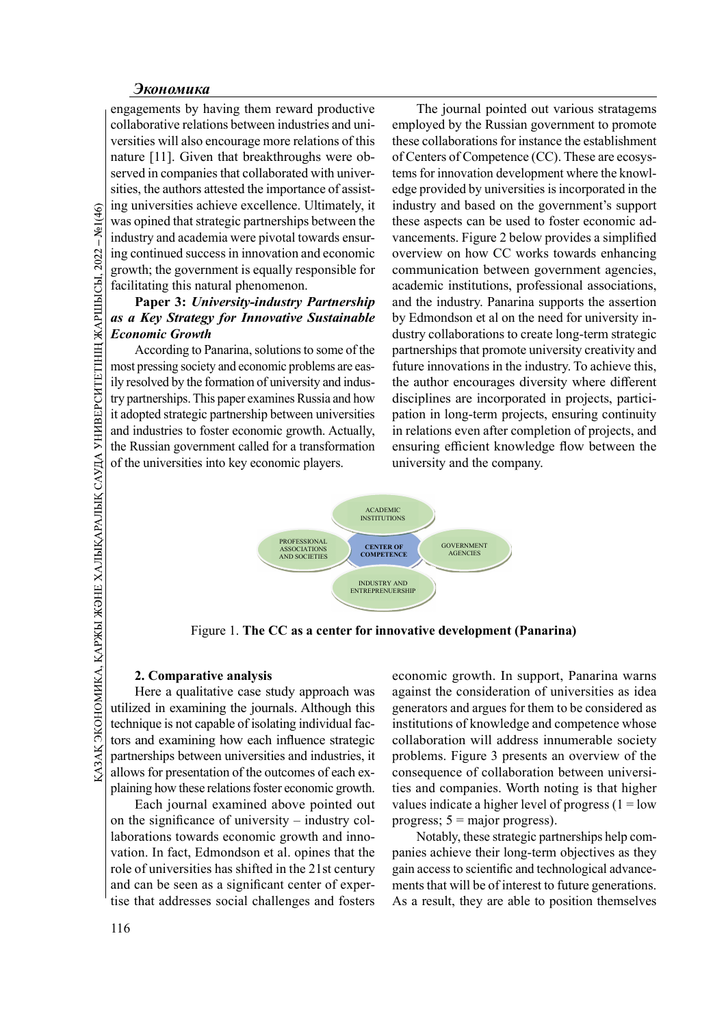engagements by having them reward productive collaborative relations between industries and universities will also encourage more relations of this nature [11]. Given that breakthroughs were observed in companies that collaborated with universities, the authors attested the importance of assisting universities achieve excellence. Ultimately, it was opined that strategic partnerships between the industry and academia were pivotal towards ensuring continued success in innovation and economic growth; the government is equally responsible for facilitating this natural phenomenon.

**Paper 3: *University-industry Partnership as a Key Strategy for Innovative Sustainable Economic Growth***

According to Panarina, solutions to some of the most pressing society and economic problems are easily resolved by the formation of university and industry partnerships. This paper examines Russia and how it adopted strategic partnership between universities and industries to foster economic growth. Actually, the Russian government called for a transformation of the universities into key economic players.

The journal pointed out various stratagems employed by the Russian government to promote these collaborations for instance the establishment of Centers of Competence (CC). These are ecosystems for innovation development where the knowledge provided by universities is incorporated in the industry and based on the government's support these aspects can be used to foster economic advancements. Figure 2 below provides a simplified overview on how CC works towards enhancing communication between government agencies, academic institutions, professional associations, and the industry. Panarina supports the assertion by Edmondson et al on the need for university industry collaborations to create long-term strategic partnerships that promote university creativity and future innovations in the industry. To achieve this, the author encourages diversity where different disciplines are incorporated in projects, participation in long-term projects, ensuring continuity in relations even after completion of projects, and ensuring efficient knowledge flow between the university and the company.

ACADEMIC INSTITUTIONS

PROFESSIONAL ASSOCIATIONS AND SOCIETIES

CENTER OF COMPETENCE

GOVERNMENT AGENCIES

INDUSTRY AND ENTREPRENEURSHIP

Figure 1. **The CC as a center for innovative development (Panarina)**

**2. Comparative analysis**

Here a qualitative case study approach was utilized in examining the journals. Although this technique is not capable of isolating individual factors and examining how each influence strategic partnerships between universities and industries, it allows for presentation of the outcomes of each explaining how these relations foster economic growth.

Each journal examined above pointed out on the significance of university – industry collaborations towards economic growth and innovation. In fact, Edmondson et al. opines that the role of universities has shifted in the 21st century and can be seen as a significant center of expertise that addresses social challenges and fosters economic growth. In support, Panarina warns against the consideration of universities as idea generators and argues for them to be considered as institutions of knowledge and competence whose collaboration will address innumerable society problems. Figure 3 presents an overview of the consequence of collaboration between universities and companies. Worth noting is that higher values indicate a higher level of progress (1 = low progress; 5 = major progress).

Notably, these strategic partnerships help companies achieve their long-term objectives as they gain access to scientific and technological advancements that will be of interest to future generations. As a result, they are able to position themselves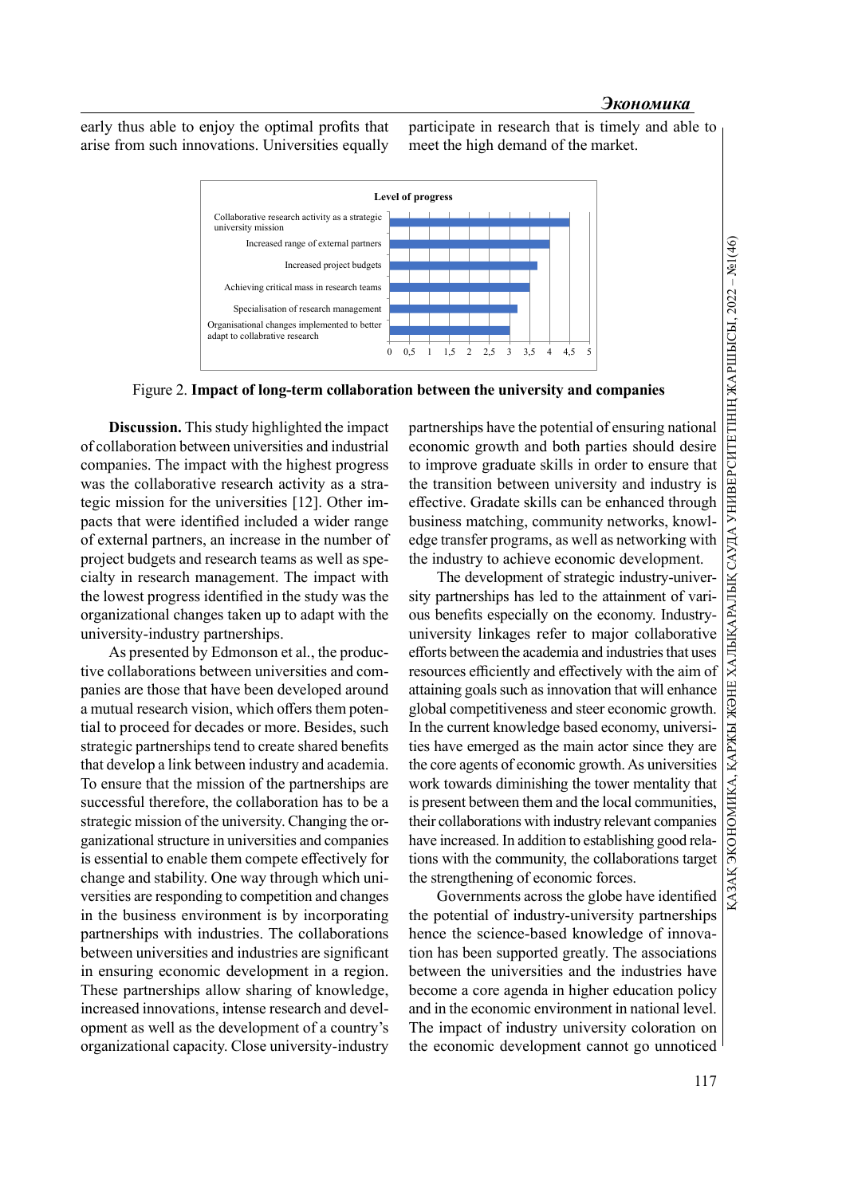early thus able to enjoy the optimal profits that arise from such innovations. Universities equally participate in research that is timely and able to meet the high demand of the market.

**Level of progress**

| Impact | Level of progress |
|---|---|
| Collaborative research activity as a strategic university mission | 4.5 |
| Increased range of external partners | 4 |
| Increased project budgets | 3.7 |
| Achieving critical mass in research teams | 3.5 |
| Specialisation of research management | 3.2 |
| Organisational changes implemented to better adapt to collabrative research | 3 |

Figure 2. **Impact of long-term collaboration between the university and companies**

**Discussion.** This study highlighted the impact of collaboration between universities and industrial companies. The impact with the highest progress was the collaborative research activity as a strategic mission for the universities [12]. Other impacts that were identified included a wider range of external partners, an increase in the number of project budgets and research teams as well as specialty in research management. The impact with the lowest progress identified in the study was the organizational changes taken up to adapt with the university-industry partnerships.

As presented by Edmonson et al., the productive collaborations between universities and companies are those that have been developed around a mutual research vision, which offers them potential to proceed for decades or more. Besides, such strategic partnerships tend to create shared benefits that develop a link between industry and academia. To ensure that the mission of the partnerships are successful therefore, the collaboration has to be a strategic mission of the university. Changing the organizational structure in universities and companies is essential to enable them compete effectively for change and stability. One way through which universities are responding to competition and changes in the business environment is by incorporating partnerships with industries. The collaborations between universities and industries are significant in ensuring economic development in a region. These partnerships allow sharing of knowledge, increased innovations, intense research and development as well as the development of a country's organizational capacity. Close university-industry partnerships have the potential of ensuring national economic growth and both parties should desire to improve graduate skills in order to ensure that the transition between university and industry is effective. Gradate skills can be enhanced through business matching, community networks, knowledge transfer programs, as well as networking with the industry to achieve economic development.

The development of strategic industry-university partnerships has led to the attainment of various benefits especially on the economy. Industry-university linkages refer to major collaborative efforts between the academia and industries that uses resources efficiently and effectively with the aim of attaining goals such as innovation that will enhance global competitiveness and steer economic growth. In the current knowledge based economy, universities have emerged as the main actor since they are the core agents of economic growth. As universities work towards diminishing the tower mentality that is present between them and the local communities, their collaborations with industry relevant companies have increased. In addition to establishing good relations with the community, the collaborations target the strengthening of economic forces.

Governments across the globe have identified the potential of industry-university partnerships hence the science-based knowledge of innovation has been supported greatly. The associations between the universities and the industries have become a core agenda in higher education policy and in the economic environment in national level. The impact of industry university coloration on the economic development cannot go unnoticed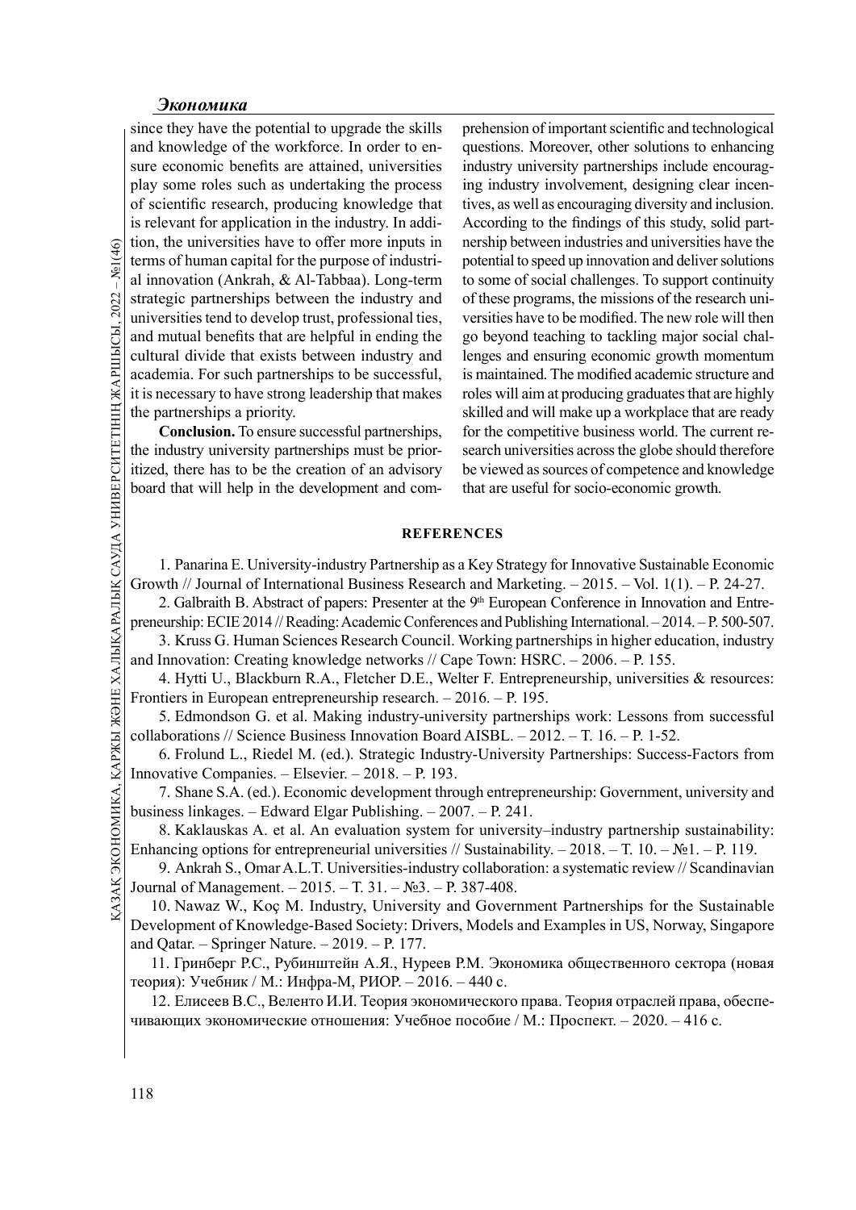since they have the potential to upgrade the skills and knowledge of the workforce. In order to ensure economic benefits are attained, universities play some roles such as undertaking the process of scientific research, producing knowledge that is relevant for application in the industry. In addition, the universities have to offer more inputs in terms of human capital for the purpose of industrial innovation (Ankrah, & Al-Tabbaa). Long-term strategic partnerships between the industry and universities tend to develop trust, professional ties, and mutual benefits that are helpful in ending the cultural divide that exists between industry and academia. For such partnerships to be successful, it is necessary to have strong leadership that makes the partnerships a priority.

**Conclusion.** To ensure successful partnerships, the industry university partnerships must be prioritized, there has to be the creation of an advisory board that will help in the development and comprehension of important scientific and technological questions. Moreover, other solutions to enhancing industry university partnerships include encouraging industry involvement, designing clear incentives, as well as encouraging diversity and inclusion. According to the findings of this study, solid partnership between industries and universities have the potential to speed up innovation and deliver solutions to some of social challenges. To support continuity of these programs, the missions of the research universities have to be modified. The new role will then go beyond teaching to tackling major social challenges and ensuring economic growth momentum is maintained. The modified academic structure and roles will aim at producing graduates that are highly skilled and will make up a workplace that are ready for the competitive business world. The current research universities across the globe should therefore be viewed as sources of competence and knowledge that are useful for socio-economic growth.

## REFERENCES

1. Panarina E. University-industry Partnership as a Key Strategy for Innovative Sustainable Economic Growth // Journal of International Business Research and Marketing. – 2015. – Vol. 1(1). – P. 24-27.
2. Galbraith B. Abstract of papers: Presenter at the 9th European Conference in Innovation and Entrepreneurship: ECIE 2014 // Reading: Academic Conferences and Publishing International. – 2014. – P. 500-507.
3. Kruss G. Human Sciences Research Council. Working partnerships in higher education, industry and Innovation: Creating knowledge networks // Cape Town: HSRC. – 2006. – P. 155.
4. Hytti U., Blackburn R.A., Fletcher D.E., Welter F. Entrepreneurship, universities & resources: Frontiers in European entrepreneurship research. – 2016. – P. 195.
5. Edmondson G. et al. Making industry-university partnerships work: Lessons from successful collaborations // Science Business Innovation Board AISBL. – 2012. – T. 16. – P. 1-52.
6. Frolund L., Riedel M. (ed.). Strategic Industry-University Partnerships: Success-Factors from Innovative Companies. – Elsevier. – 2018. – P. 193.
7. Shane S.A. (ed.). Economic development through entrepreneurship: Government, university and business linkages. – Edward Elgar Publishing. – 2007. – P. 241.
8. Kaklauskas A. et al. An evaluation system for university–industry partnership sustainability: Enhancing options for entrepreneurial universities // Sustainability. – 2018. – T. 10. – №1. – P. 119.
9. Ankrah S., Omar A.L.T. Universities-industry collaboration: a systematic review // Scandinavian Journal of Management. – 2015. – T. 31. – №3. – P. 387-408.
10. Nawaz W., Koç M. Industry, University and Government Partnerships for the Sustainable Development of Knowledge-Based Society: Drivers, Models and Examples in US, Norway, Singapore and Qatar. – Springer Nature. – 2019. – P. 177.
11. Гринберг Р.С., Рубинштейн А.Я., Нуреев Р.М. Экономика общественного сектора (новая теория): Учебник / М.: Инфра-М, РИОР. – 2016. – 440 с.
12. Елисеев В.С., Веленто И.И. Теория экономического права. Теория отраслей права, обеспечивающих экономические отношения: Учебное пособие / М.: Проспект. – 2020. – 416 с.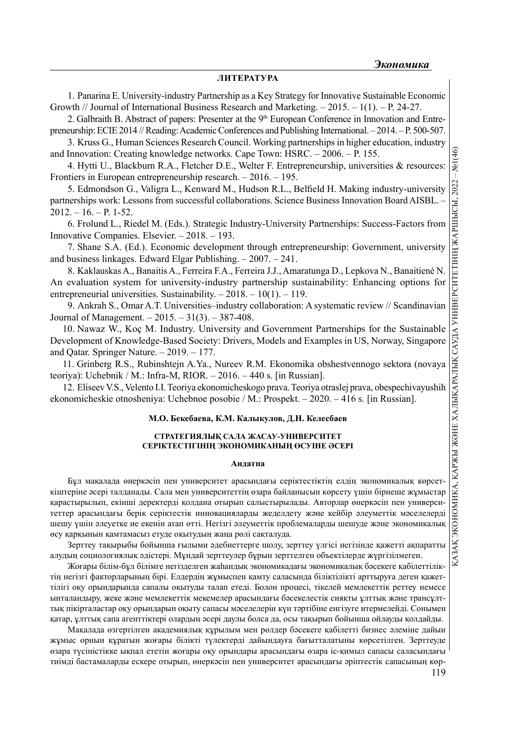## ЛИТЕРАТУРА

1. Panarina E. University-industry Partnership as a Key Strategy for Innovative Sustainable Economic Growth // Journal of International Business Research and Marketing. – 2015. – 1(1). – P. 24-27.

2. Galbraith B. Abstract of papers: Presenter at the 9th European Conference in Innovation and Entrepreneurship: ECIE 2014 // Reading: Academic Conferences and Publishing International. – 2014. – P. 500-507.

3. Kruss G., Human Sciences Research Council. Working partnerships in higher education, industry and Innovation: Creating knowledge networks. Cape Town: HSRC. – 2006. – P. 155.

4. Hytti U., Blackburn R.A., Fletcher D.E., Welter F. Entrepreneurship, universities & resources: Frontiers in European entrepreneurship research. – 2016. – 195.

5. Edmondson G., Valigra L., Kenward M., Hudson R.L., Belfield H. Making industry-university partnerships work: Lessons from successful collaborations. Science Business Innovation Board AISBL. – 2012. – 16. – P. 1-52.

6. Frolund L., Riedel M. (Eds.). Strategic Industry-University Partnerships: Success-Factors from Innovative Companies. Elsevier. – 2018. – 193.

7. Shane S.A. (Ed.). Economic development through entrepreneurship: Government, university and business linkages. Edward Elgar Publishing. – 2007. – 241.

8. Kaklauskas A., Banaitis A., Ferreira F.A., Ferreira J.J., Amaratunga D., Lepkova N., Banaitienė N. An evaluation system for university-industry partnership sustainability: Enhancing options for entrepreneurial universities. Sustainability. – 2018. – 10(1). – 119.

9. Ankrah S., Omar A.T. Universities–industry collaboration: A systematic review // Scandinavian Journal of Management. – 2015. – 31(3). – 387-408.

10. Nawaz W., Koç M. Industry. University and Government Partnerships for the Sustainable Development of Knowledge-Based Society: Drivers, Models and Examples in US, Norway, Singapore and Qatar. Springer Nature. – 2019. – 177.

11. Grinberg R.S., Rubinshtejn A.Ya., Nureev R.M. Ekonomika obshestvennogo sektora (novaya teoriya): Uchebnik / M.: Infra-M, RIOR. – 2016. – 440 s. [in Russian].

12. Eliseev V.S., Velento I.I. Teoriya ekonomicheskogo prava. Teoriya otraslej prava, obespechivayushih ekonomicheskie otnosheniya: Uchebnoe posobie / M.: Prospekt. – 2020. – 416 s. [in Russian].

**М.О. Бекебаева, К.М. Калыкулов, Д.Н. Келесбаев**

### СТРАТЕГИЯЛЫҚ САЛА ЖАСАУ-УНИВЕРСИТЕТ СЕРІКТЕСТІГІНІҢ ЭКОНОМИКАНЫҢ ӨСУІНЕ ӘСЕРІ

#### Андатпа

Бұл мақалада өнеркәсіп пен университет арасындағы серіктестіктің елдің экономикалық көрсеткіштеріне әсері талданады. Сала мен университеттің өзара байланысын көрсету үшін бірнеше жұмыстар қарастырылып, екінші деректерді қолдана отырып салыстырылады. Авторлар өнеркәсіп пен университеттер арасындағы берік серіктестік инновацияларды жеделдету және кейбір әлеуметтік мәселелерді шешу үшін әлеуетке ие екенін атап өтті. Негізгі әлеуметтік проблемаларды шешуде және экономикалық өсу қарқынын қамтамасыз етуде оқытудың жаңа рөлі сақталуда.

Зерттеу тақырыбы бойынша ғылыми әдебиеттерге шолу, зерттеу үлгісі негізінде қажетті ақпаратты алудың социологиялық әдістері. Мұндай зерттеулер бұрын зерттелген объектілерде жүргізілмеген.

Жоғары білім-бұл білімге негізделген жаһандық экономикадағы экономикалық бәсекеге қабілеттіліктің негізгі факторларының бірі. Елдердің жұмыспен қамту саласында біліктілікті арттыруға деген қажеттілігі оқу орындарында сапалы оқытуды талап етеді. Болон процесі, тікелей мемлекеттік реттеу немесе ынталандыру, жеке және мемлекеттік мекемелер арасындағы бәсекелестік сияқты ұлттық және трансұлттық пікірталастар оқу орындарын оқыту сапасы мәселелерін күн тәртібіне енгізуге итермелейді. Сонымен қатар, ұлттық сапа агенттіктері олардың әсері даулы болса да, осы тақырып бойынша ойлауды қолдайды.

Мақалада өзгертілген академиялық құрылым мен рөлдер бәсекеге қабілетті бизнес әлеміне дайын жұмыс орнын құратын жоғары білікті түлектерді дайындауға бағытталатыны көрсетілген. Зерттеуде өзара түсіністікке ықпал ететін жоғары оқу орындары арасындағы өзара іс-қимыл сапасы саласындағы тиімді бастамаларды ескере отырып, өнеркәсіп пен университет арасындағы әріптестік сапасының көр-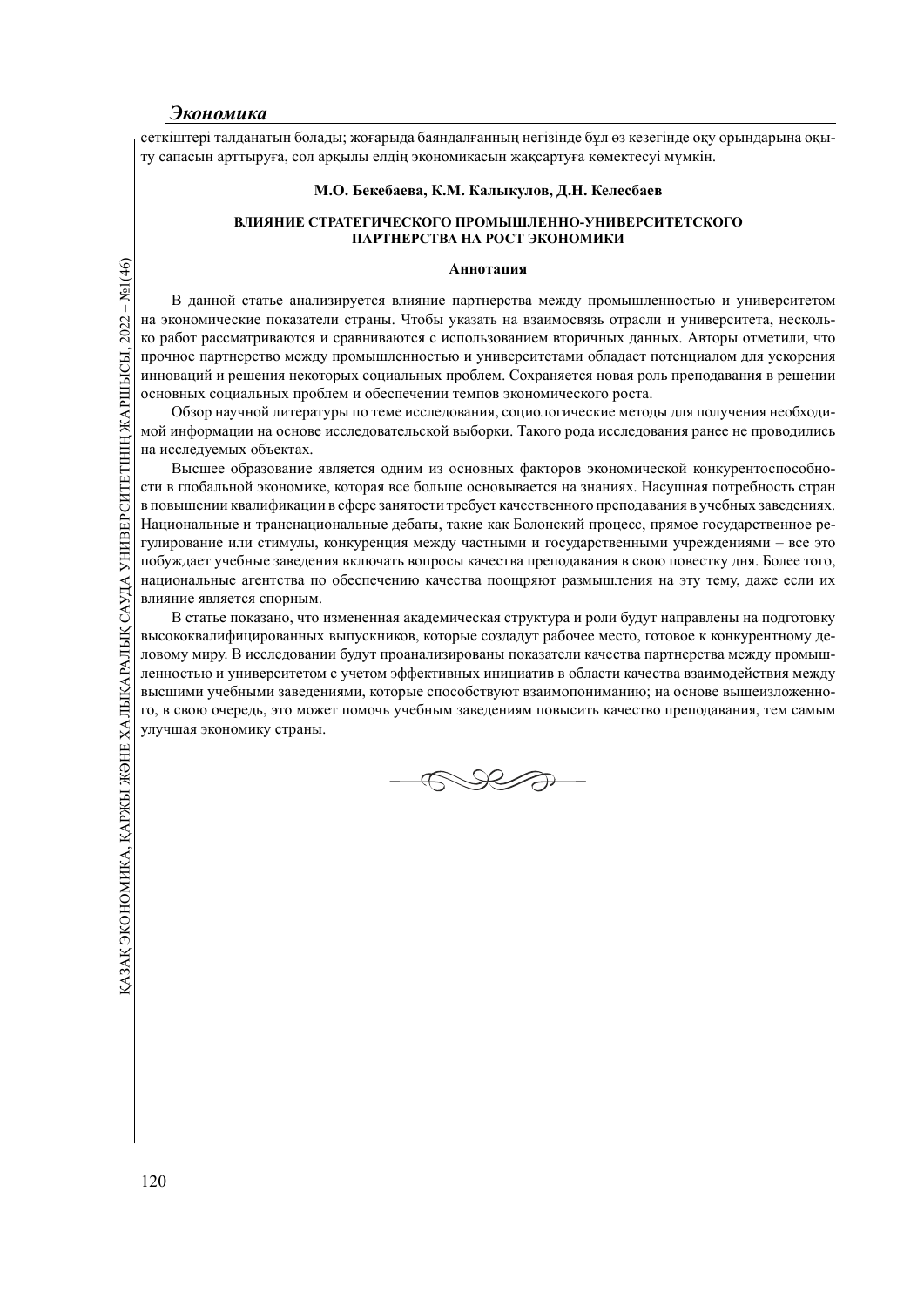сеткіштері талданатын болады; жоғарыда баяндалғанның негізінде бұл өз кезегінде оқу орындарына оқыту сапасын арттыруға, сол арқылы елдің экономикасын жақсартуға көмектесуі мүмкін.

**М.О. Бекебаева, К.М. Калыкулов, Д.Н. Келесбаев**

## ВЛИЯНИЕ СТРАТЕГИЧЕСКОГО ПРОМЫШЛЕННО-УНИВЕРСИТЕТСКОГО ПАРТНЕРСТВА НА РОСТ ЭКОНОМИКИ

### Аннотация

В данной статье анализируется влияние партнерства между промышленностью и университетом на экономические показатели страны. Чтобы указать на взаимосвязь отрасли и университета, несколько работ рассматриваются и сравниваются с использованием вторичных данных. Авторы отметили, что прочное партнерство между промышленностью и университетами обладает потенциалом для ускорения инноваций и решения некоторых социальных проблем. Сохраняется новая роль преподавания в решении основных социальных проблем и обеспечении темпов экономического роста.

Обзор научной литературы по теме исследования, социологические методы для получения необходимой информации на основе исследовательской выборки. Такого рода исследования ранее не проводились на исследуемых объектах.

Высшее образование является одним из основных факторов экономической конкурентоспособности в глобальной экономике, которая все больше основывается на знаниях. Насущная потребность стран в повышении квалификации в сфере занятости требует качественного преподавания в учебных заведениях. Национальные и транснациональные дебаты, такие как Болонский процесс, прямое государственное регулирование или стимулы, конкуренция между частными и государственными учреждениями – все это побуждает учебные заведения включать вопросы качества преподавания в свою повестку дня. Более того, национальные агентства по обеспечению качества поощряют размышления на эту тему, даже если их влияние является спорным.

В статье показано, что измененная академическая структура и роли будут направлены на подготовку высококвалифицированных выпускников, которые создадут рабочее место, готовое к конкурентному деловому миру. В исследовании будут проанализированы показатели качества партнерства между промышленностью и университетом с учетом эффективных инициатив в области качества взаимодействия между высшими учебными заведениями, которые способствуют взаимопониманию; на основе вышеизложенного, в свою очередь, это может помочь учебным заведениям повысить качество преподавания, тем самым улучшая экономику страны.